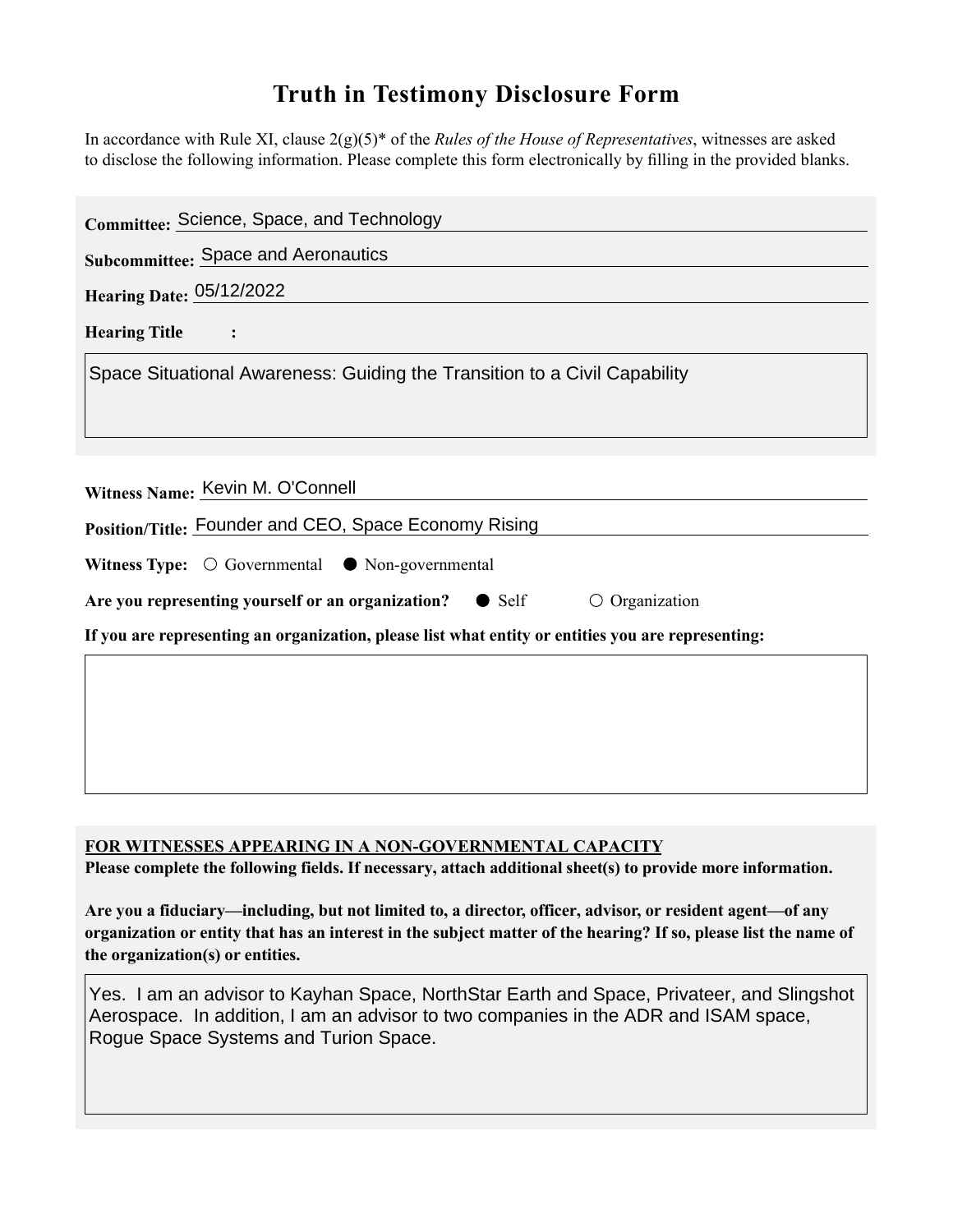# Truth in Testimony Disclosure Form

In accordance with Rule XI, clause 2(g)(5)* of the *Rules of the House of Representatives*, witnesses are asked to disclose the following information. Please complete this form electronically by filling in the provided blanks.

**Committee:** Science, Space, and Technology

**Subcommittee:** Space and Aeronautics

**Hearing Date:** 05/12/2022

**Hearing Title :**

Space Situational Awareness: Guiding the Transition to a Civil Capability

**Witness Name:** Kevin M. O'Connell

**Position/Title:** Founder and CEO, Space Economy Rising

**Witness Type:** ○ Governmental ● Non-governmental

**Are you representing yourself or an organization?** ● Self ○ Organization

**If you are representing an organization, please list what entity or entities you are representing:**

**FOR WITNESSES APPEARING IN A NON-GOVERNMENTAL CAPACITY**

**Please complete the following fields. If necessary, attach additional sheet(s) to provide more information.**

**Are you a fiduciary—including, but not limited to, a director, officer, advisor, or resident agent—of any organization or entity that has an interest in the subject matter of the hearing? If so, please list the name of the organization(s) or entities.**

Yes. I am an advisor to Kayhan Space, NorthStar Earth and Space, Privateer, and Slingshot Aerospace. In addition, I am an advisor to two companies in the ADR and ISAM space, Rogue Space Systems and Turion Space.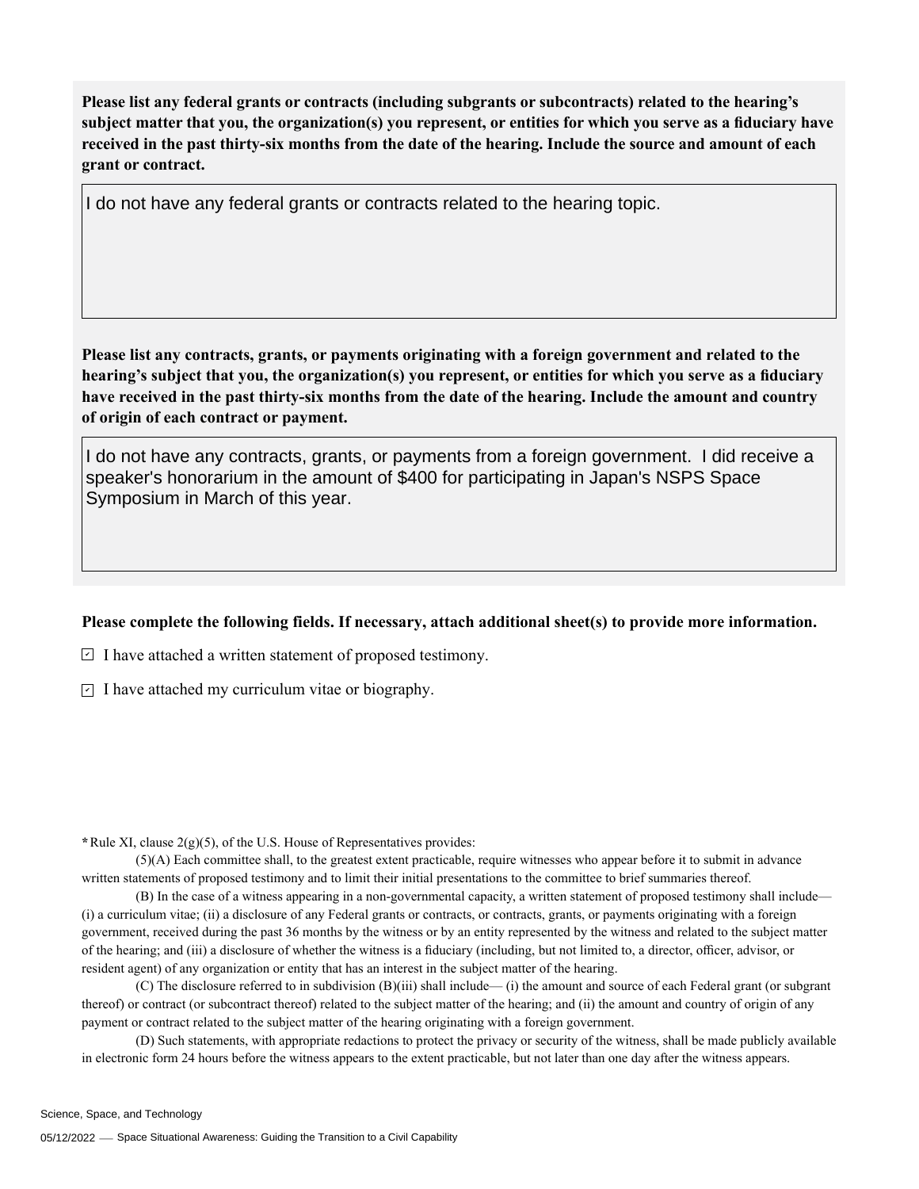**Please list any federal grants or contracts (including subgrants or subcontracts) related to the hearing's subject matter that you, the organization(s) you represent, or entities for which you serve as a fiduciary have received in the past thirty-six months from the date of the hearing. Include the source and amount of each grant or contract.**

I do not have any federal grants or contracts related to the hearing topic.

**Please list any contracts, grants, or payments originating with a foreign government and related to the hearing's subject that you, the organization(s) you represent, or entities for which you serve as a fiduciary have received in the past thirty-six months from the date of the hearing. Include the amount and country of origin of each contract or payment.**

I do not have any contracts, grants, or payments from a foreign government. I did receive a speaker's honorarium in the amount of $400 for participating in Japan's NSPS Space Symposium in March of this year.

**Please complete the following fields. If necessary, attach additional sheet(s) to provide more information.**

- [x] I have attached a written statement of proposed testimony.
- [x] I have attached my curriculum vitae or biography.

*Rule XI, clause 2(g)(5), of the U.S. House of Representatives provides:

(5)(A) Each committee shall, to the greatest extent practicable, require witnesses who appear before it to submit in advance written statements of proposed testimony and to limit their initial presentations to the committee to brief summaries thereof.

(B) In the case of a witness appearing in a non-governmental capacity, a written statement of proposed testimony shall include— (i) a curriculum vitae; (ii) a disclosure of any Federal grants or contracts, or contracts, grants, or payments originating with a foreign government, received during the past 36 months by the witness or by an entity represented by the witness and related to the subject matter of the hearing; and (iii) a disclosure of whether the witness is a fiduciary (including, but not limited to, a director, officer, advisor, or resident agent) of any organization or entity that has an interest in the subject matter of the hearing.

(C) The disclosure referred to in subdivision (B)(iii) shall include— (i) the amount and source of each Federal grant (or subgrant thereof) or contract (or subcontract thereof) related to the subject matter of the hearing; and (ii) the amount and country of origin of any payment or contract related to the subject matter of the hearing originating with a foreign government.

(D) Such statements, with appropriate redactions to protect the privacy or security of the witness, shall be made publicly available in electronic form 24 hours before the witness appears to the extent practicable, but not later than one day after the witness appears.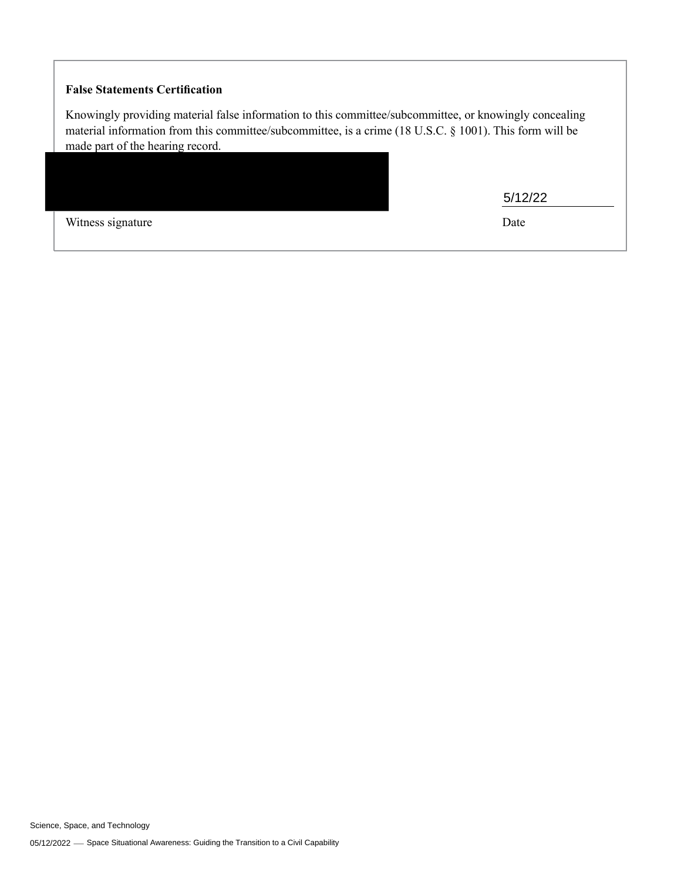**False Statements Certification**

Knowingly providing material false information to this committee/subcommittee, or knowingly concealing material information from this committee/subcommittee, is a crime (18 U.S.C. § 1001). This form will be made part of the hearing record.

5/12/22

Witness signature

Date